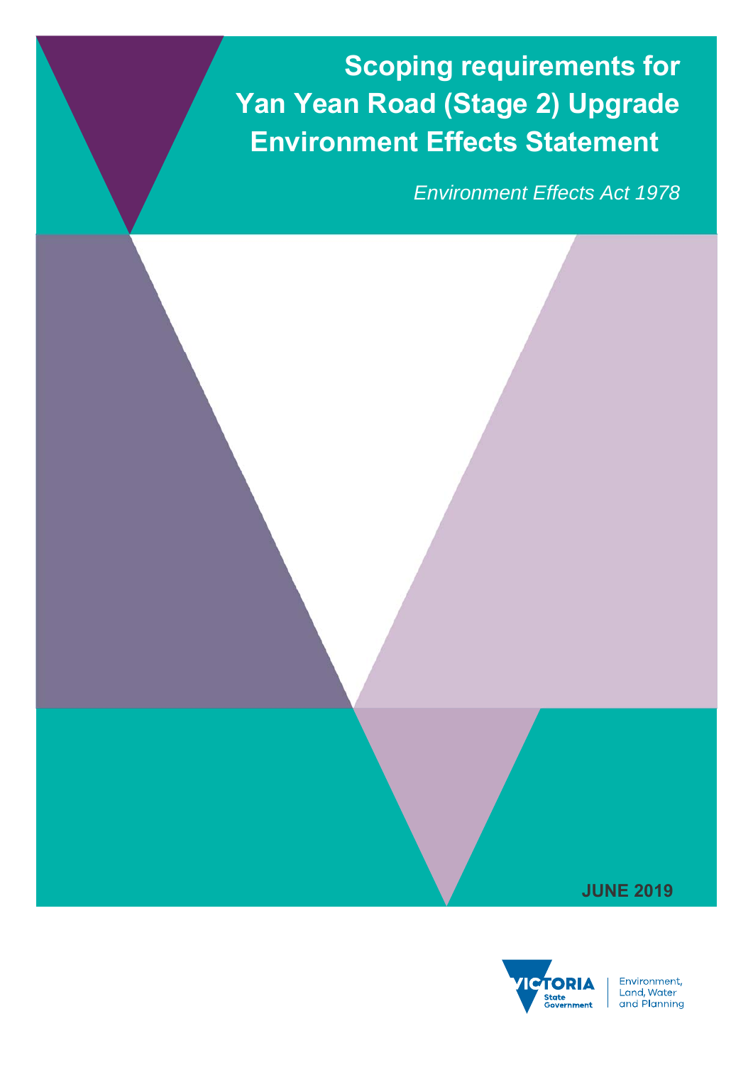# Scoping requirements for Yan Yean Road (Stage 2) Upgrade Environment Effects Statement

*Environment Effects Act 1978*

**JUNE 2019**

VICTORIA State Government | Environment, Land, Water and Planning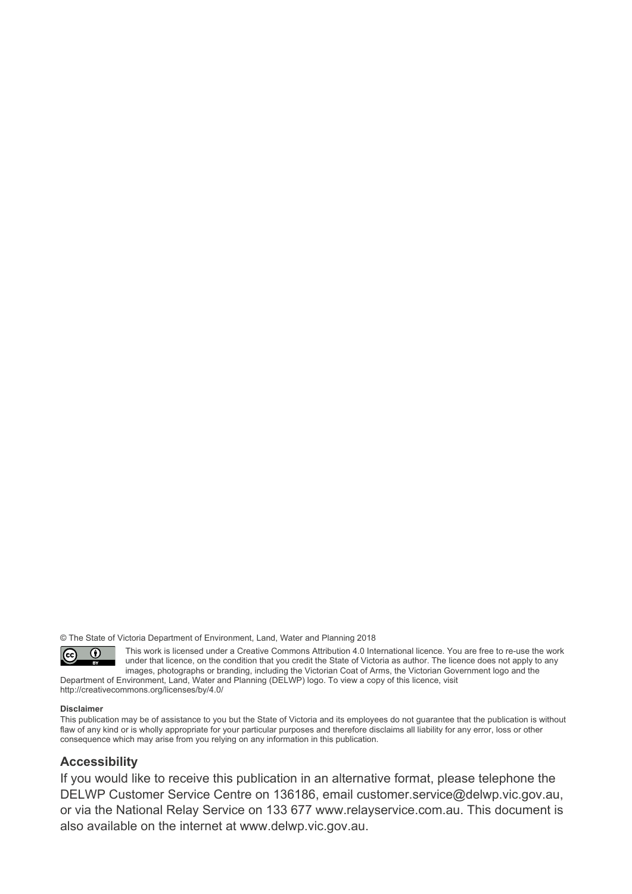© The State of Victoria Department of Environment, Land, Water and Planning 2018

This work is licensed under a Creative Commons Attribution 4.0 International licence. You are free to re-use the work under that licence, on the condition that you credit the State of Victoria as author. The licence does not apply to any images, photographs or branding, including the Victorian Coat of Arms, the Victorian Government logo and the Department of Environment, Land, Water and Planning (DELWP) logo. To view a copy of this licence, visit http://creativecommons.org/licenses/by/4.0/

**Disclaimer**

This publication may be of assistance to you but the State of Victoria and its employees do not guarantee that the publication is without flaw of any kind or is wholly appropriate for your particular purposes and therefore disclaims all liability for any error, loss or other consequence which may arise from you relying on any information in this publication.

## Accessibility

If you would like to receive this publication in an alternative format, please telephone the DELWP Customer Service Centre on 136186, email customer.service@delwp.vic.gov.au, or via the National Relay Service on 133 677 www.relayservice.com.au. This document is also available on the internet at www.delwp.vic.gov.au.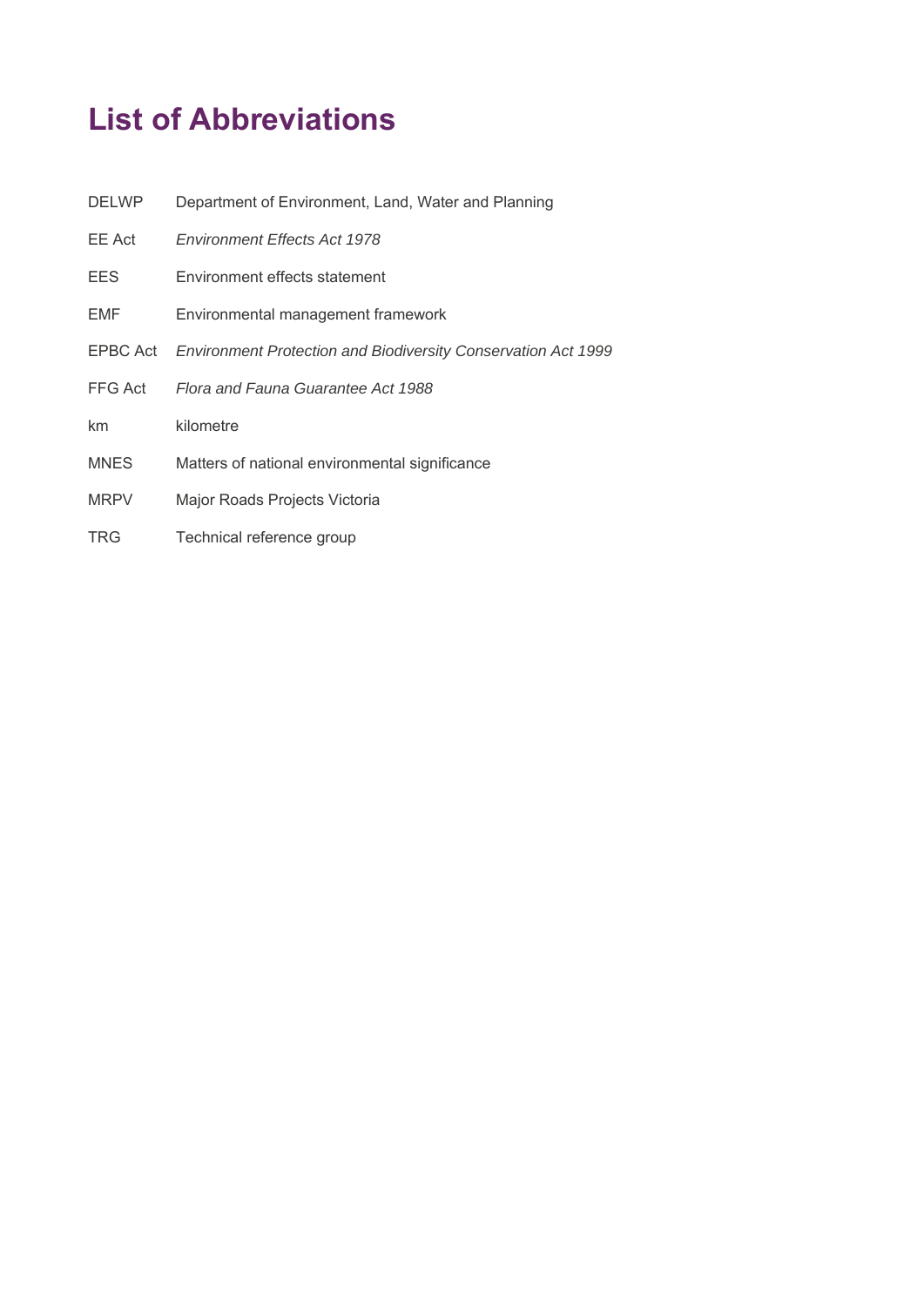# List of Abbreviations

| | |
|---|---|
| DELWP | Department of Environment, Land, Water and Planning |
| EE Act | *Environment Effects Act 1978* |
| EES | Environment effects statement |
| EMF | Environmental management framework |
| EPBC Act | *Environment Protection and Biodiversity Conservation Act 1999* |
| FFG Act | *Flora and Fauna Guarantee Act 1988* |
| km | kilometre |
| MNES | Matters of national environmental significance |
| MRPV | Major Roads Projects Victoria |
| TRG | Technical reference group |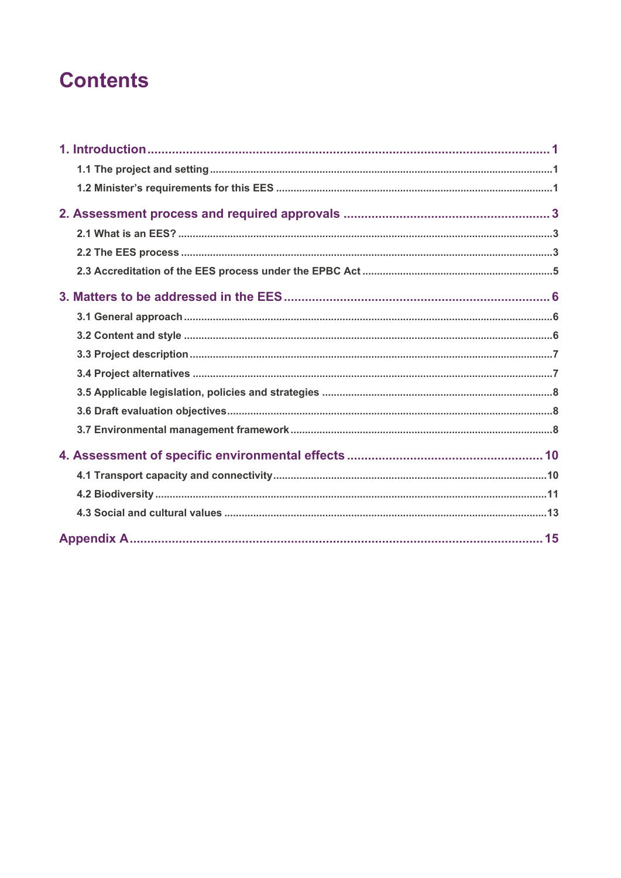# Contents

1. Introduction ..... 1
   - 1.1 The project and setting ..... 1
   - 1.2 Minister's requirements for this EES ..... 1
2. Assessment process and required approvals ..... 3
   - 2.1 What is an EES? ..... 3
   - 2.2 The EES process ..... 3
   - 2.3 Accreditation of the EES process under the EPBC Act ..... 5
3. Matters to be addressed in the EES ..... 6
   - 3.1 General approach ..... 6
   - 3.2 Content and style ..... 6
   - 3.3 Project description ..... 7
   - 3.4 Project alternatives ..... 7
   - 3.5 Applicable legislation, policies and strategies ..... 8
   - 3.6 Draft evaluation objectives ..... 8
   - 3.7 Environmental management framework ..... 8
4. Assessment of specific environmental effects ..... 10
   - 4.1 Transport capacity and connectivity ..... 10
   - 4.2 Biodiversity ..... 11
   - 4.3 Social and cultural values ..... 13

Appendix A ..... 15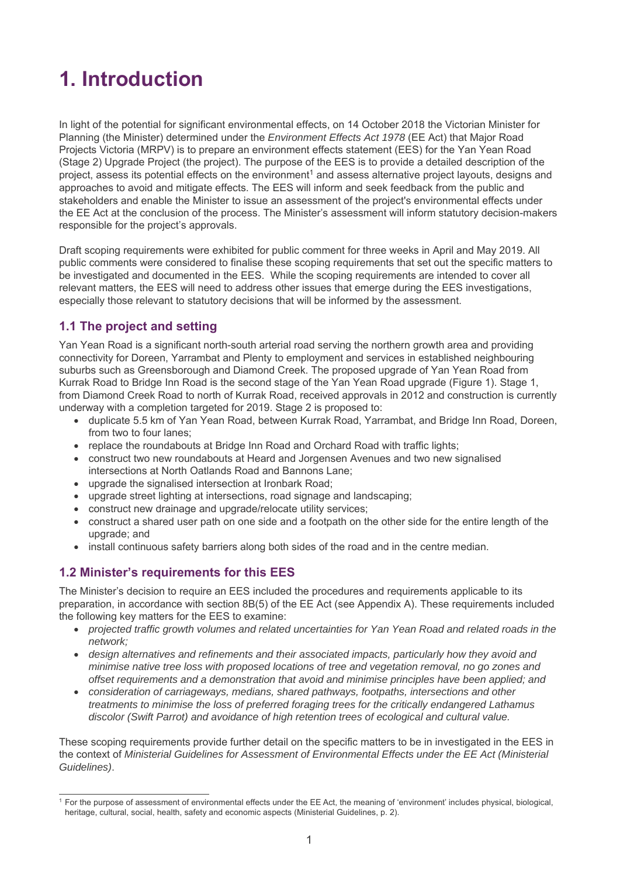# 1. Introduction

In light of the potential for significant environmental effects, on 14 October 2018 the Victorian Minister for Planning (the Minister) determined under the *Environment Effects Act 1978* (EE Act) that Major Road Projects Victoria (MRPV) is to prepare an environment effects statement (EES) for the Yan Yean Road (Stage 2) Upgrade Project (the project). The purpose of the EES is to provide a detailed description of the project, assess its potential effects on the environment[1] and assess alternative project layouts, designs and approaches to avoid and mitigate effects. The EES will inform and seek feedback from the public and stakeholders and enable the Minister to issue an assessment of the project's environmental effects under the EE Act at the conclusion of the process. The Minister's assessment will inform statutory decision-makers responsible for the project's approvals.

Draft scoping requirements were exhibited for public comment for three weeks in April and May 2019. All public comments were considered to finalise these scoping requirements that set out the specific matters to be investigated and documented in the EES. While the scoping requirements are intended to cover all relevant matters, the EES will need to address other issues that emerge during the EES investigations, especially those relevant to statutory decisions that will be informed by the assessment.

## 1.1 The project and setting

Yan Yean Road is a significant north-south arterial road serving the northern growth area and providing connectivity for Doreen, Yarrambat and Plenty to employment and services in established neighbouring suburbs such as Greensborough and Diamond Creek. The proposed upgrade of Yan Yean Road from Kurrak Road to Bridge Inn Road is the second stage of the Yan Yean Road upgrade (Figure 1). Stage 1, from Diamond Creek Road to north of Kurrak Road, received approvals in 2012 and construction is currently underway with a completion targeted for 2019. Stage 2 is proposed to:

- duplicate 5.5 km of Yan Yean Road, between Kurrak Road, Yarrambat, and Bridge Inn Road, Doreen, from two to four lanes;
- replace the roundabouts at Bridge Inn Road and Orchard Road with traffic lights;
- construct two new roundabouts at Heard and Jorgensen Avenues and two new signalised intersections at North Oatlands Road and Bannons Lane;
- upgrade the signalised intersection at Ironbark Road;
- upgrade street lighting at intersections, road signage and landscaping;
- construct new drainage and upgrade/relocate utility services;
- construct a shared user path on one side and a footpath on the other side for the entire length of the upgrade; and
- install continuous safety barriers along both sides of the road and in the centre median.

## 1.2 Minister's requirements for this EES

The Minister's decision to require an EES included the procedures and requirements applicable to its preparation, in accordance with section 8B(5) of the EE Act (see Appendix A). These requirements included the following key matters for the EES to examine:

- *projected traffic growth volumes and related uncertainties for Yan Yean Road and related roads in the network;*
- *design alternatives and refinements and their associated impacts, particularly how they avoid and minimise native tree loss with proposed locations of tree and vegetation removal, no go zones and offset requirements and a demonstration that avoid and minimise principles have been applied; and*
- *consideration of carriageways, medians, shared pathways, footpaths, intersections and other treatments to minimise the loss of preferred foraging trees for the critically endangered Lathamus discolor (Swift Parrot) and avoidance of high retention trees of ecological and cultural value.*

These scoping requirements provide further detail on the specific matters to be in investigated in the EES in the context of *Ministerial Guidelines for Assessment of Environmental Effects under the EE Act (Ministerial Guidelines)*.

[1] For the purpose of assessment of environmental effects under the EE Act, the meaning of 'environment' includes physical, biological, heritage, cultural, social, health, safety and economic aspects (Ministerial Guidelines, p. 2).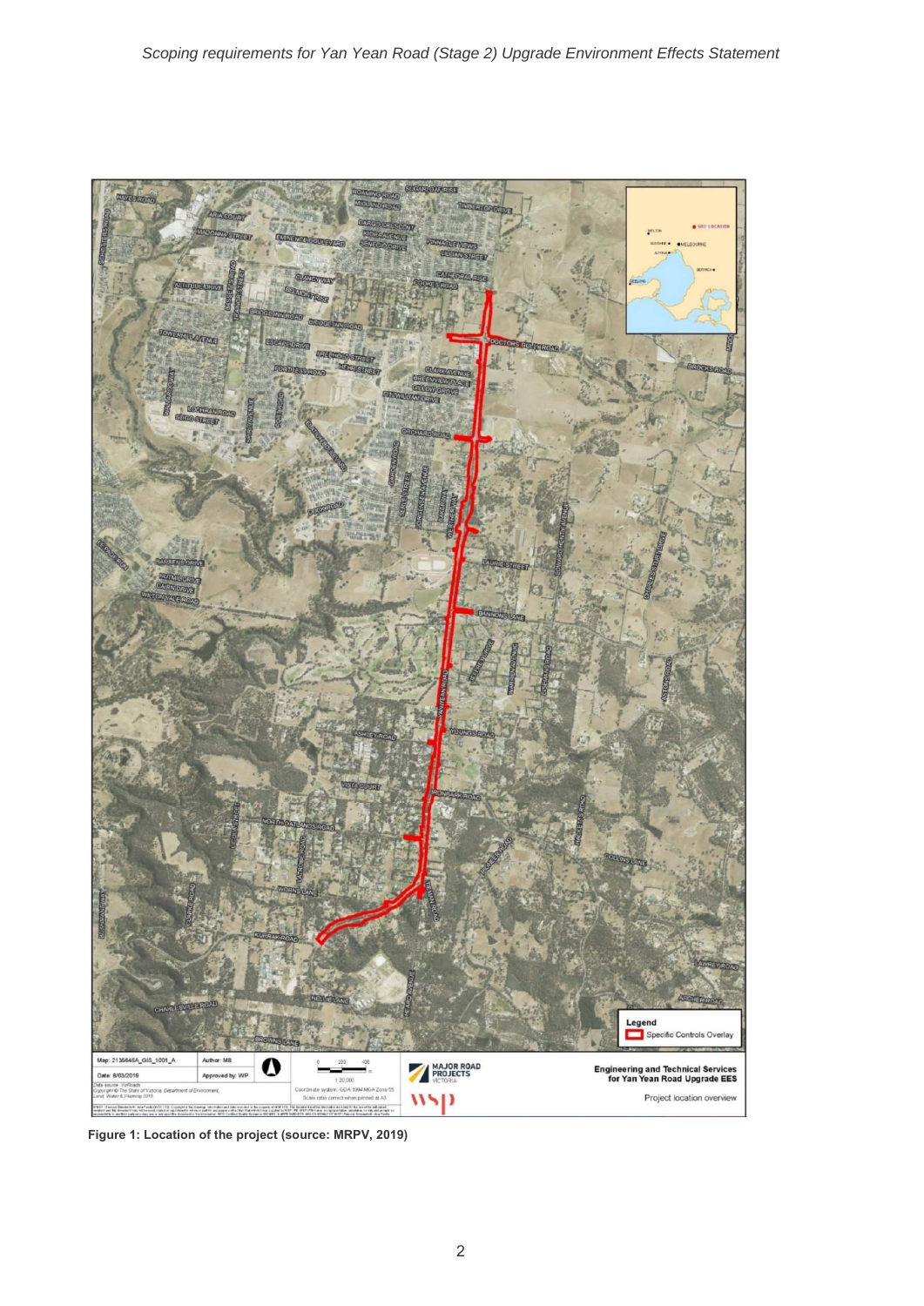Figure 1: Location of the project (source: MRPV, 2019)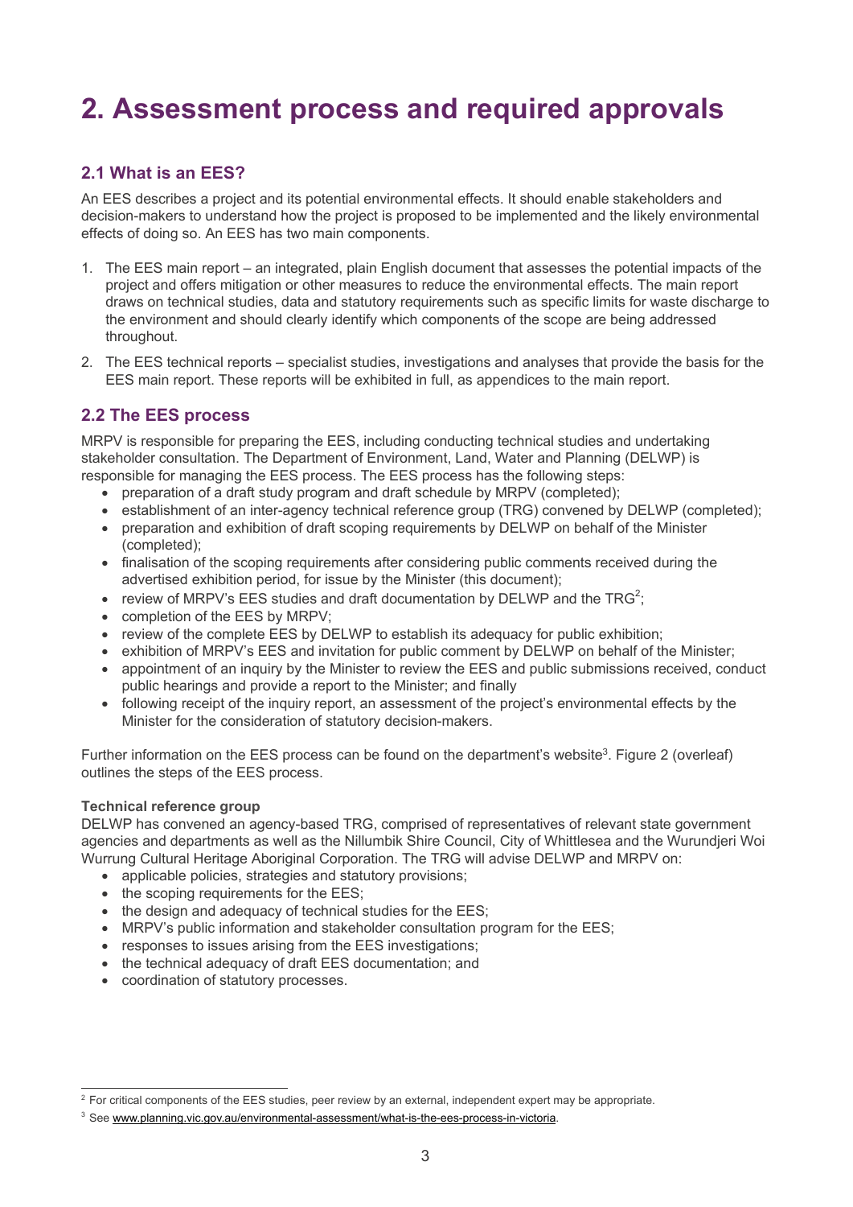# 2. Assessment process and required approvals

## 2.1 What is an EES?

An EES describes a project and its potential environmental effects. It should enable stakeholders and decision-makers to understand how the project is proposed to be implemented and the likely environmental effects of doing so. An EES has two main components.

1. The EES main report – an integrated, plain English document that assesses the potential impacts of the project and offers mitigation or other measures to reduce the environmental effects. The main report draws on technical studies, data and statutory requirements such as specific limits for waste discharge to the environment and should clearly identify which components of the scope are being addressed throughout.
2. The EES technical reports – specialist studies, investigations and analyses that provide the basis for the EES main report. These reports will be exhibited in full, as appendices to the main report.

## 2.2 The EES process

MRPV is responsible for preparing the EES, including conducting technical studies and undertaking stakeholder consultation. The Department of Environment, Land, Water and Planning (DELWP) is responsible for managing the EES process. The EES process has the following steps:

- preparation of a draft study program and draft schedule by MRPV (completed);
- establishment of an inter-agency technical reference group (TRG) convened by DELWP (completed);
- preparation and exhibition of draft scoping requirements by DELWP on behalf of the Minister (completed);
- finalisation of the scoping requirements after considering public comments received during the advertised exhibition period, for issue by the Minister (this document);
- review of MRPV's EES studies and draft documentation by DELWP and the TRG[2];
- completion of the EES by MRPV;
- review of the complete EES by DELWP to establish its adequacy for public exhibition;
- exhibition of MRPV's EES and invitation for public comment by DELWP on behalf of the Minister;
- appointment of an inquiry by the Minister to review the EES and public submissions received, conduct public hearings and provide a report to the Minister; and finally
- following receipt of the inquiry report, an assessment of the project's environmental effects by the Minister for the consideration of statutory decision-makers.

Further information on the EES process can be found on the department's website[3]. Figure 2 (overleaf) outlines the steps of the EES process.

**Technical reference group**

DELWP has convened an agency-based TRG, comprised of representatives of relevant state government agencies and departments as well as the Nillumbik Shire Council, City of Whittlesea and the Wurundjeri Woi Wurrung Cultural Heritage Aboriginal Corporation. The TRG will advise DELWP and MRPV on:

- applicable policies, strategies and statutory provisions;
- the scoping requirements for the EES;
- the design and adequacy of technical studies for the EES;
- MRPV's public information and stakeholder consultation program for the EES;
- responses to issues arising from the EES investigations;
- the technical adequacy of draft EES documentation; and
- coordination of statutory processes.

[2] For critical components of the EES studies, peer review by an external, independent expert may be appropriate.

[3] See www.planning.vic.gov.au/environmental-assessment/what-is-the-ees-process-in-victoria.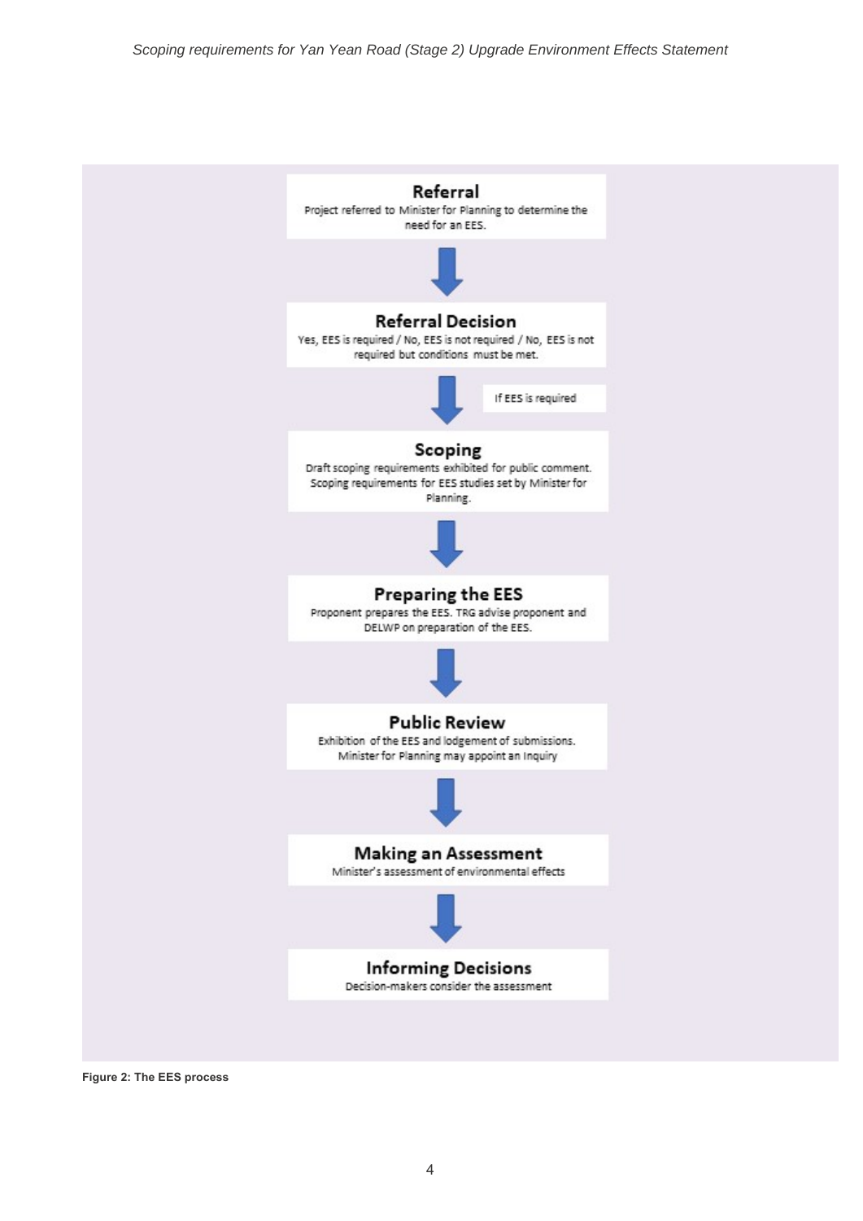**Referral**

Project referred to Minister for Planning to determine the need for an EES.

↓

**Referral Decision**

Yes, EES is required / No, EES is not required / No, EES is not required but conditions must be met.

↓ If EES is required

**Scoping**

Draft scoping requirements exhibited for public comment. Scoping requirements for EES studies set by Minister for Planning.

↓

**Preparing the EES**

Proponent prepares the EES. TRG advise proponent and DELWP on preparation of the EES.

↓

**Public Review**

Exhibition of the EES and lodgement of submissions. Minister for Planning may appoint an Inquiry

↓

**Making an Assessment**

Minister's assessment of environmental effects

↓

**Informing Decisions**

Decision-makers consider the assessment

**Figure 2: The EES process**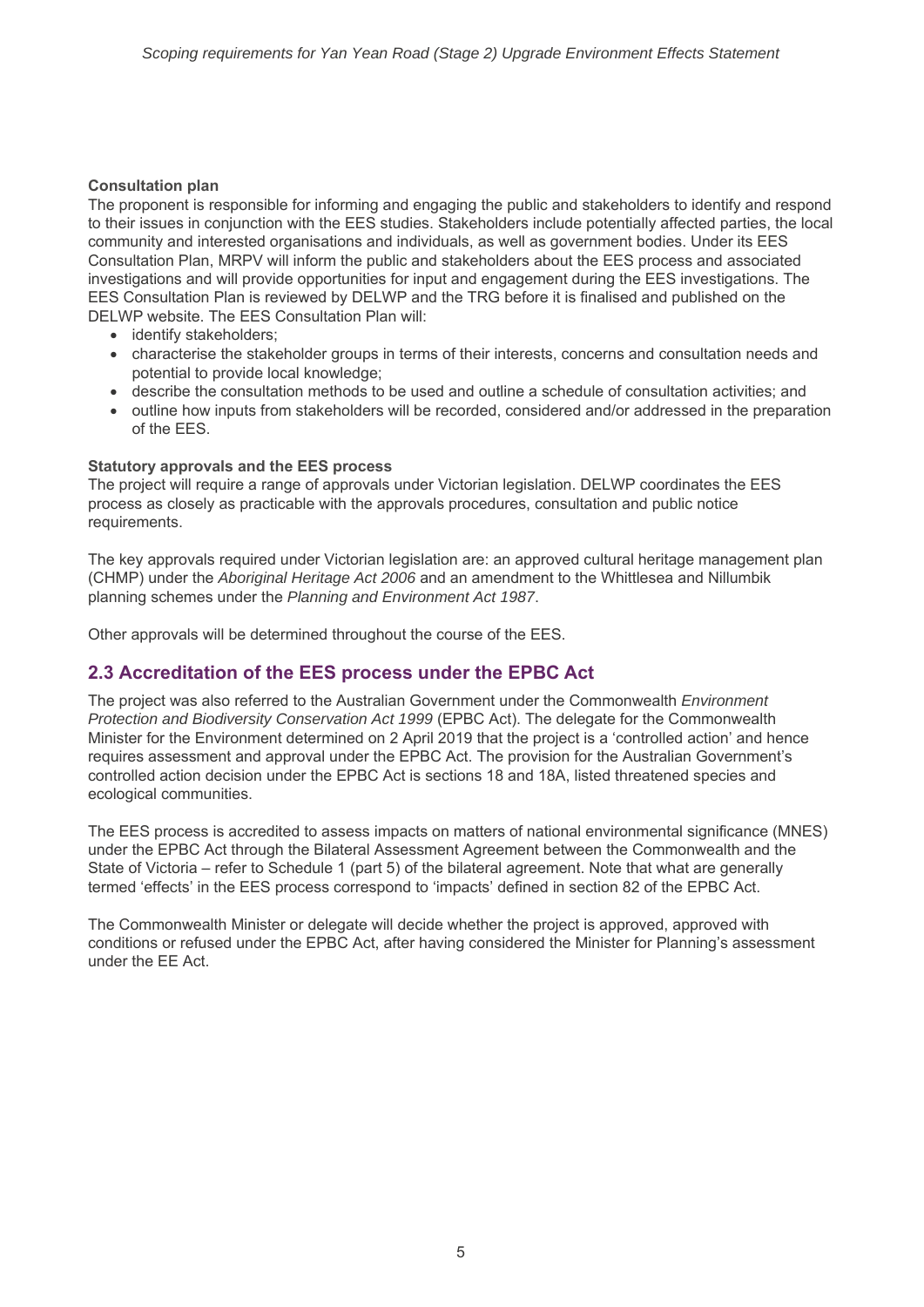**Consultation plan**

The proponent is responsible for informing and engaging the public and stakeholders to identify and respond to their issues in conjunction with the EES studies. Stakeholders include potentially affected parties, the local community and interested organisations and individuals, as well as government bodies. Under its EES Consultation Plan, MRPV will inform the public and stakeholders about the EES process and associated investigations and will provide opportunities for input and engagement during the EES investigations. The EES Consultation Plan is reviewed by DELWP and the TRG before it is finalised and published on the DELWP website. The EES Consultation Plan will:

- identify stakeholders;
- characterise the stakeholder groups in terms of their interests, concerns and consultation needs and potential to provide local knowledge;
- describe the consultation methods to be used and outline a schedule of consultation activities; and
- outline how inputs from stakeholders will be recorded, considered and/or addressed in the preparation of the EES.

**Statutory approvals and the EES process**

The project will require a range of approvals under Victorian legislation. DELWP coordinates the EES process as closely as practicable with the approvals procedures, consultation and public notice requirements.

The key approvals required under Victorian legislation are: an approved cultural heritage management plan (CHMP) under the *Aboriginal Heritage Act 2006* and an amendment to the Whittlesea and Nillumbik planning schemes under the *Planning and Environment Act 1987*.

Other approvals will be determined throughout the course of the EES.

## 2.3 Accreditation of the EES process under the EPBC Act

The project was also referred to the Australian Government under the Commonwealth *Environment Protection and Biodiversity Conservation Act 1999* (EPBC Act). The delegate for the Commonwealth Minister for the Environment determined on 2 April 2019 that the project is a 'controlled action' and hence requires assessment and approval under the EPBC Act. The provision for the Australian Government's controlled action decision under the EPBC Act is sections 18 and 18A, listed threatened species and ecological communities.

The EES process is accredited to assess impacts on matters of national environmental significance (MNES) under the EPBC Act through the Bilateral Assessment Agreement between the Commonwealth and the State of Victoria – refer to Schedule 1 (part 5) of the bilateral agreement. Note that what are generally termed 'effects' in the EES process correspond to 'impacts' defined in section 82 of the EPBC Act.

The Commonwealth Minister or delegate will decide whether the project is approved, approved with conditions or refused under the EPBC Act, after having considered the Minister for Planning's assessment under the EE Act.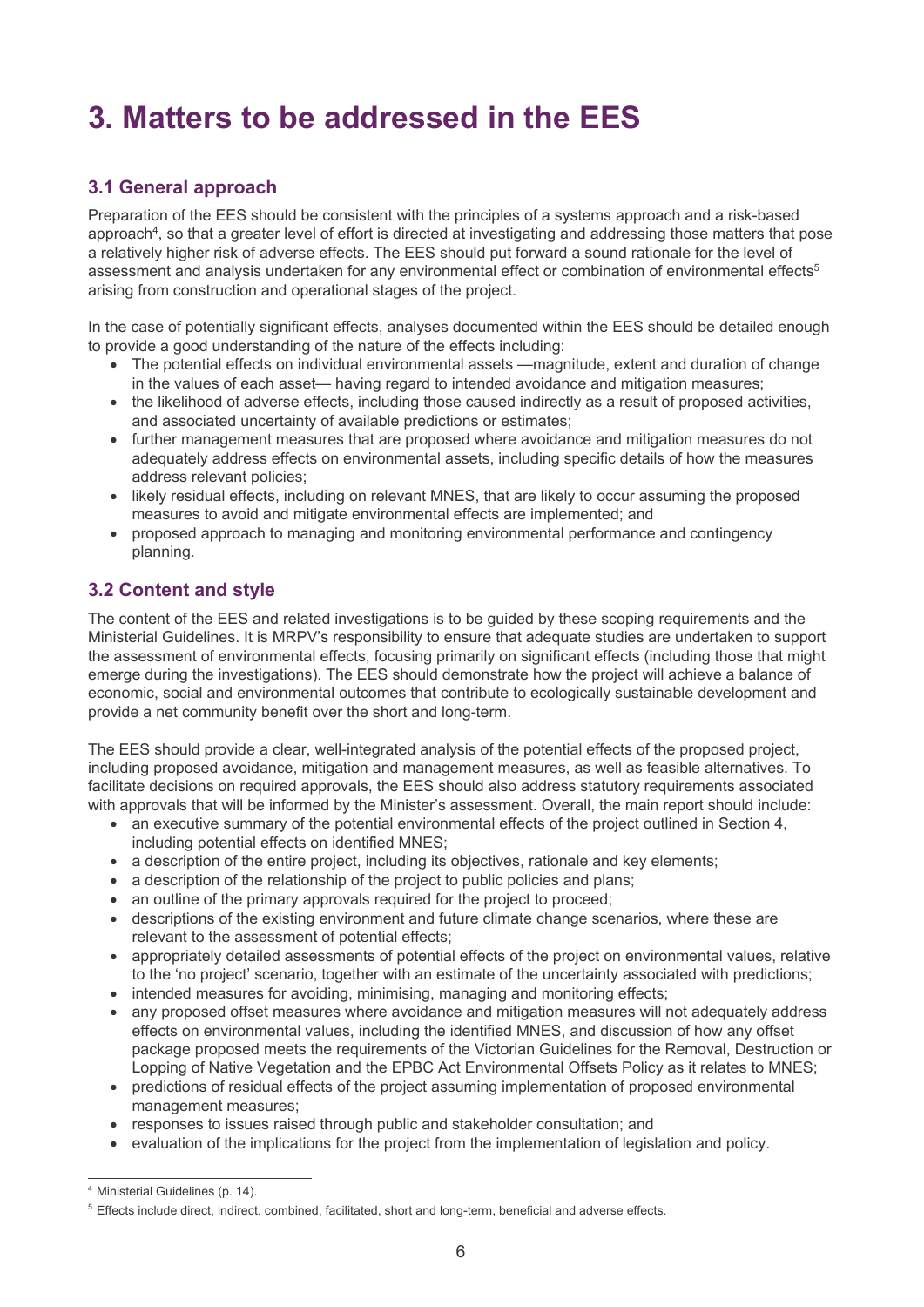# 3. Matters to be addressed in the EES

## 3.1 General approach

Preparation of the EES should be consistent with the principles of a systems approach and a risk-based approach[4], so that a greater level of effort is directed at investigating and addressing those matters that pose a relatively higher risk of adverse effects. The EES should put forward a sound rationale for the level of assessment and analysis undertaken for any environmental effect or combination of environmental effects[5] arising from construction and operational stages of the project.

In the case of potentially significant effects, analyses documented within the EES should be detailed enough to provide a good understanding of the nature of the effects including:

- The potential effects on individual environmental assets —magnitude, extent and duration of change in the values of each asset— having regard to intended avoidance and mitigation measures;
- the likelihood of adverse effects, including those caused indirectly as a result of proposed activities, and associated uncertainty of available predictions or estimates;
- further management measures that are proposed where avoidance and mitigation measures do not adequately address effects on environmental assets, including specific details of how the measures address relevant policies;
- likely residual effects, including on relevant MNES, that are likely to occur assuming the proposed measures to avoid and mitigate environmental effects are implemented; and
- proposed approach to managing and monitoring environmental performance and contingency planning.

## 3.2 Content and style

The content of the EES and related investigations is to be guided by these scoping requirements and the Ministerial Guidelines. It is MRPV's responsibility to ensure that adequate studies are undertaken to support the assessment of environmental effects, focusing primarily on significant effects (including those that might emerge during the investigations). The EES should demonstrate how the project will achieve a balance of economic, social and environmental outcomes that contribute to ecologically sustainable development and provide a net community benefit over the short and long-term.

The EES should provide a clear, well-integrated analysis of the potential effects of the proposed project, including proposed avoidance, mitigation and management measures, as well as feasible alternatives. To facilitate decisions on required approvals, the EES should also address statutory requirements associated with approvals that will be informed by the Minister's assessment. Overall, the main report should include:

- an executive summary of the potential environmental effects of the project outlined in Section 4, including potential effects on identified MNES;
- a description of the entire project, including its objectives, rationale and key elements;
- a description of the relationship of the project to public policies and plans;
- an outline of the primary approvals required for the project to proceed;
- descriptions of the existing environment and future climate change scenarios, where these are relevant to the assessment of potential effects;
- appropriately detailed assessments of potential effects of the project on environmental values, relative to the 'no project' scenario, together with an estimate of the uncertainty associated with predictions;
- intended measures for avoiding, minimising, managing and monitoring effects;
- any proposed offset measures where avoidance and mitigation measures will not adequately address effects on environmental values, including the identified MNES, and discussion of how any offset package proposed meets the requirements of the Victorian Guidelines for the Removal, Destruction or Lopping of Native Vegetation and the EPBC Act Environmental Offsets Policy as it relates to MNES;
- predictions of residual effects of the project assuming implementation of proposed environmental management measures;
- responses to issues raised through public and stakeholder consultation; and
- evaluation of the implications for the project from the implementation of legislation and policy.

---

[4] Ministerial Guidelines (p. 14).

[5] Effects include direct, indirect, combined, facilitated, short and long-term, beneficial and adverse effects.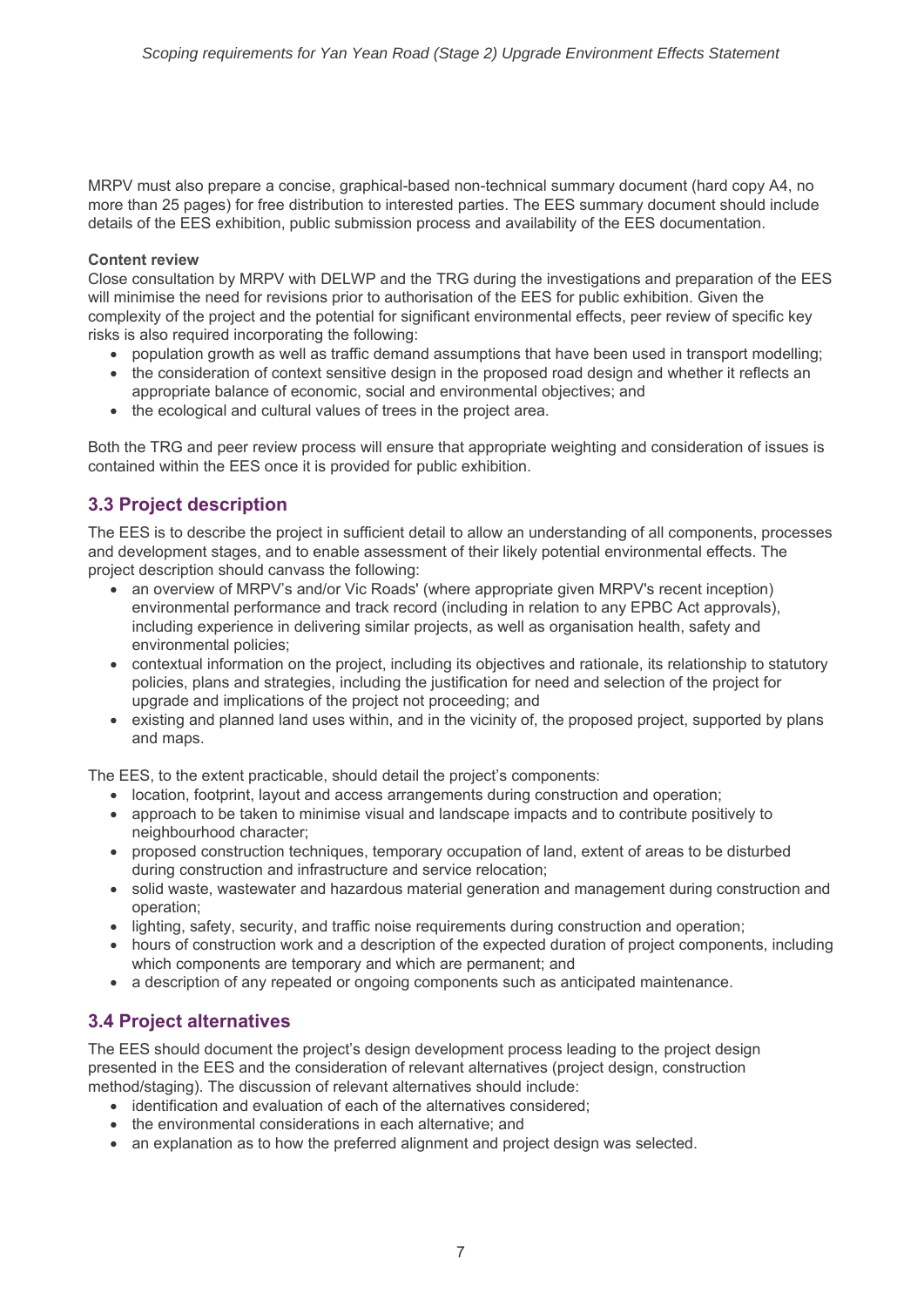MRPV must also prepare a concise, graphical-based non-technical summary document (hard copy A4, no more than 25 pages) for free distribution to interested parties. The EES summary document should include details of the EES exhibition, public submission process and availability of the EES documentation.

**Content review**

Close consultation by MRPV with DELWP and the TRG during the investigations and preparation of the EES will minimise the need for revisions prior to authorisation of the EES for public exhibition. Given the complexity of the project and the potential for significant environmental effects, peer review of specific key risks is also required incorporating the following:

- population growth as well as traffic demand assumptions that have been used in transport modelling;
- the consideration of context sensitive design in the proposed road design and whether it reflects an appropriate balance of economic, social and environmental objectives; and
- the ecological and cultural values of trees in the project area.

Both the TRG and peer review process will ensure that appropriate weighting and consideration of issues is contained within the EES once it is provided for public exhibition.

## 3.3 Project description

The EES is to describe the project in sufficient detail to allow an understanding of all components, processes and development stages, and to enable assessment of their likely potential environmental effects. The project description should canvass the following:

- an overview of MRPV's and/or Vic Roads' (where appropriate given MRPV's recent inception) environmental performance and track record (including in relation to any EPBC Act approvals), including experience in delivering similar projects, as well as organisation health, safety and environmental policies;
- contextual information on the project, including its objectives and rationale, its relationship to statutory policies, plans and strategies, including the justification for need and selection of the project for upgrade and implications of the project not proceeding; and
- existing and planned land uses within, and in the vicinity of, the proposed project, supported by plans and maps.

The EES, to the extent practicable, should detail the project's components:

- location, footprint, layout and access arrangements during construction and operation;
- approach to be taken to minimise visual and landscape impacts and to contribute positively to neighbourhood character;
- proposed construction techniques, temporary occupation of land, extent of areas to be disturbed during construction and infrastructure and service relocation;
- solid waste, wastewater and hazardous material generation and management during construction and operation;
- lighting, safety, security, and traffic noise requirements during construction and operation;
- hours of construction work and a description of the expected duration of project components, including which components are temporary and which are permanent; and
- a description of any repeated or ongoing components such as anticipated maintenance.

## 3.4 Project alternatives

The EES should document the project's design development process leading to the project design presented in the EES and the consideration of relevant alternatives (project design, construction method/staging). The discussion of relevant alternatives should include:

- identification and evaluation of each of the alternatives considered;
- the environmental considerations in each alternative; and
- an explanation as to how the preferred alignment and project design was selected.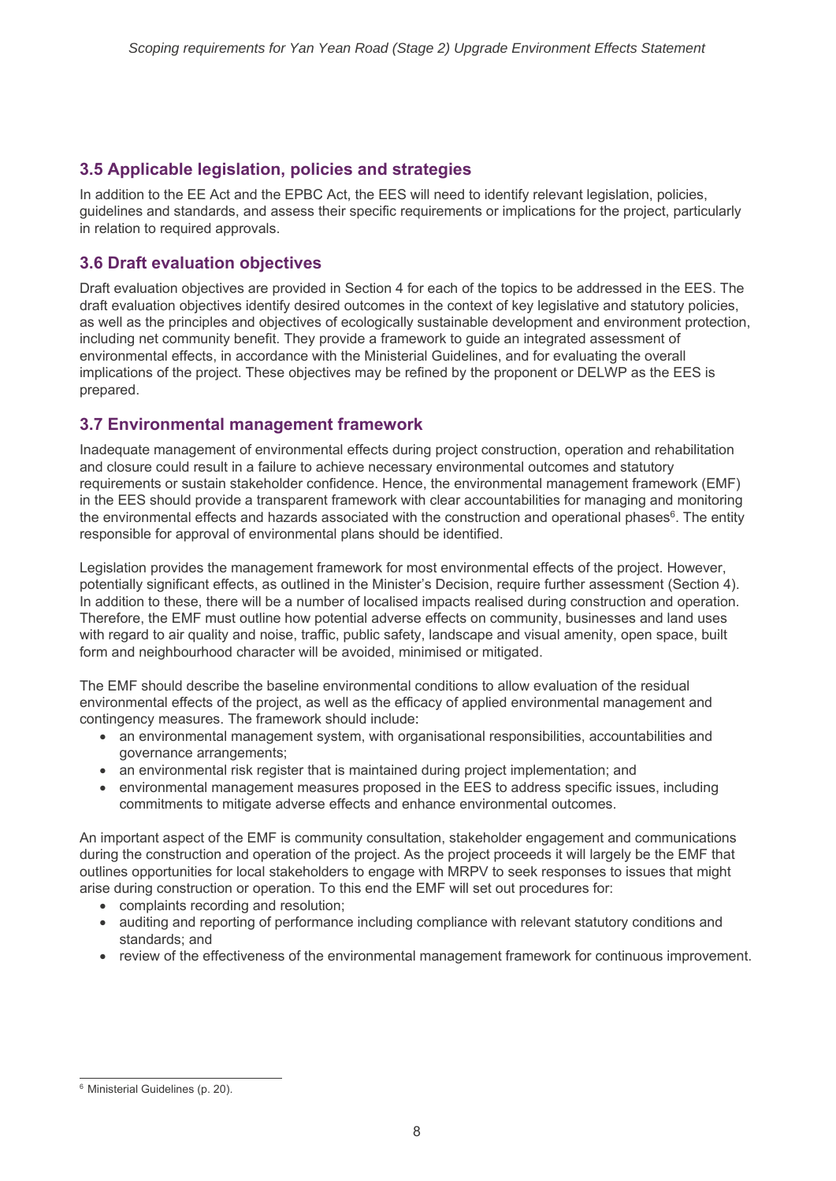## 3.5 Applicable legislation, policies and strategies

In addition to the EE Act and the EPBC Act, the EES will need to identify relevant legislation, policies, guidelines and standards, and assess their specific requirements or implications for the project, particularly in relation to required approvals.

## 3.6 Draft evaluation objectives

Draft evaluation objectives are provided in Section 4 for each of the topics to be addressed in the EES. The draft evaluation objectives identify desired outcomes in the context of key legislative and statutory policies, as well as the principles and objectives of ecologically sustainable development and environment protection, including net community benefit. They provide a framework to guide an integrated assessment of environmental effects, in accordance with the Ministerial Guidelines, and for evaluating the overall implications of the project. These objectives may be refined by the proponent or DELWP as the EES is prepared.

## 3.7 Environmental management framework

Inadequate management of environmental effects during project construction, operation and rehabilitation and closure could result in a failure to achieve necessary environmental outcomes and statutory requirements or sustain stakeholder confidence. Hence, the environmental management framework (EMF) in the EES should provide a transparent framework with clear accountabilities for managing and monitoring the environmental effects and hazards associated with the construction and operational phases[6]. The entity responsible for approval of environmental plans should be identified.

Legislation provides the management framework for most environmental effects of the project. However, potentially significant effects, as outlined in the Minister's Decision, require further assessment (Section 4). In addition to these, there will be a number of localised impacts realised during construction and operation. Therefore, the EMF must outline how potential adverse effects on community, businesses and land uses with regard to air quality and noise, traffic, public safety, landscape and visual amenity, open space, built form and neighbourhood character will be avoided, minimised or mitigated.

The EMF should describe the baseline environmental conditions to allow evaluation of the residual environmental effects of the project, as well as the efficacy of applied environmental management and contingency measures. The framework should include:

- an environmental management system, with organisational responsibilities, accountabilities and governance arrangements;
- an environmental risk register that is maintained during project implementation; and
- environmental management measures proposed in the EES to address specific issues, including commitments to mitigate adverse effects and enhance environmental outcomes.

An important aspect of the EMF is community consultation, stakeholder engagement and communications during the construction and operation of the project. As the project proceeds it will largely be the EMF that outlines opportunities for local stakeholders to engage with MRPV to seek responses to issues that might arise during construction or operation. To this end the EMF will set out procedures for:

- complaints recording and resolution;
- auditing and reporting of performance including compliance with relevant statutory conditions and standards; and
- review of the effectiveness of the environmental management framework for continuous improvement.

[6] Ministerial Guidelines (p. 20).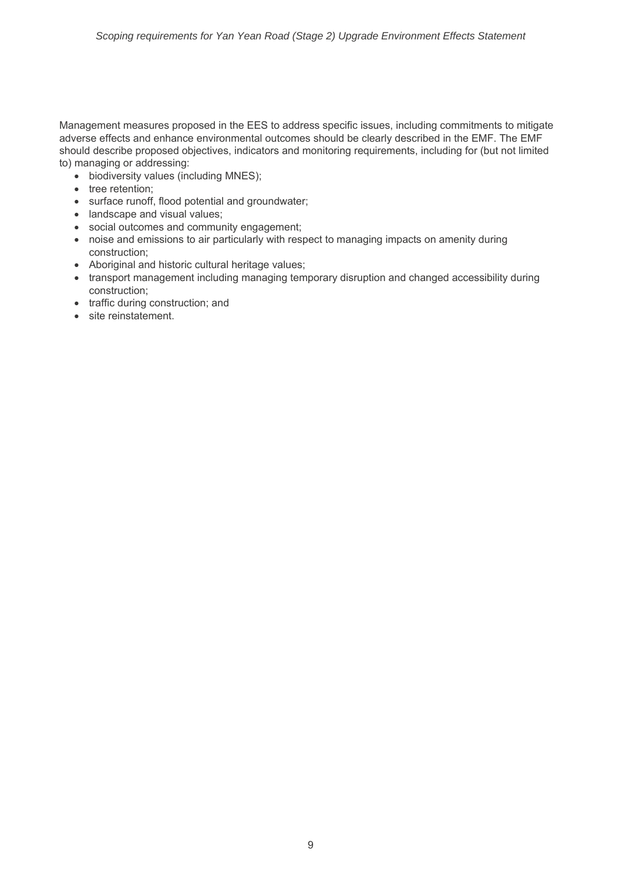Management measures proposed in the EES to address specific issues, including commitments to mitigate adverse effects and enhance environmental outcomes should be clearly described in the EMF. The EMF should describe proposed objectives, indicators and monitoring requirements, including for (but not limited to) managing or addressing:

- biodiversity values (including MNES);
- tree retention;
- surface runoff, flood potential and groundwater;
- landscape and visual values;
- social outcomes and community engagement;
- noise and emissions to air particularly with respect to managing impacts on amenity during construction;
- Aboriginal and historic cultural heritage values;
- transport management including managing temporary disruption and changed accessibility during construction;
- traffic during construction; and
- site reinstatement.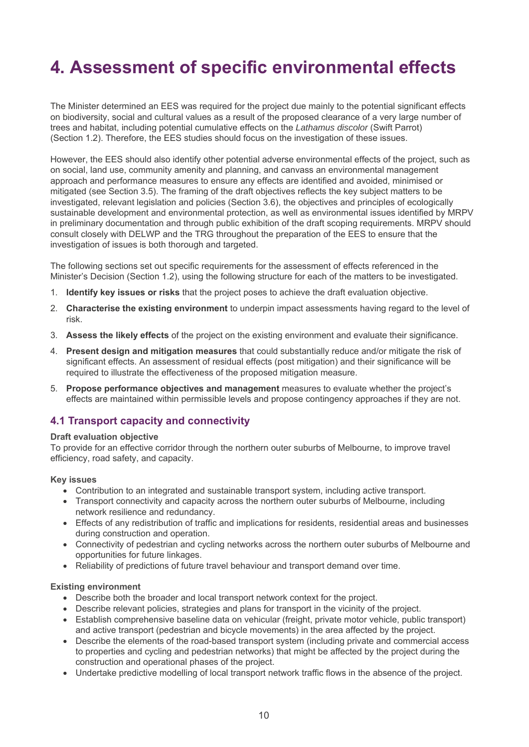# 4. Assessment of specific environmental effects

The Minister determined an EES was required for the project due mainly to the potential significant effects on biodiversity, social and cultural values as a result of the proposed clearance of a very large number of trees and habitat, including potential cumulative effects on the *Lathamus discolor* (Swift Parrot) (Section 1.2). Therefore, the EES studies should focus on the investigation of these issues.

However, the EES should also identify other potential adverse environmental effects of the project, such as on social, land use, community amenity and planning, and canvass an environmental management approach and performance measures to ensure any effects are identified and avoided, minimised or mitigated (see Section 3.5). The framing of the draft objectives reflects the key subject matters to be investigated, relevant legislation and policies (Section 3.6), the objectives and principles of ecologically sustainable development and environmental protection, as well as environmental issues identified by MRPV in preliminary documentation and through public exhibition of the draft scoping requirements. MRPV should consult closely with DELWP and the TRG throughout the preparation of the EES to ensure that the investigation of issues is both thorough and targeted.

The following sections set out specific requirements for the assessment of effects referenced in the Minister's Decision (Section 1.2), using the following structure for each of the matters to be investigated.

1. **Identify key issues or risks** that the project poses to achieve the draft evaluation objective.
2. **Characterise the existing environment** to underpin impact assessments having regard to the level of risk.
3. **Assess the likely effects** of the project on the existing environment and evaluate their significance.
4. **Present design and mitigation measures** that could substantially reduce and/or mitigate the risk of significant effects. An assessment of residual effects (post mitigation) and their significance will be required to illustrate the effectiveness of the proposed mitigation measure.
5. **Propose performance objectives and management** measures to evaluate whether the project's effects are maintained within permissible levels and propose contingency approaches if they are not.

## 4.1 Transport capacity and connectivity

**Draft evaluation objective**

To provide for an effective corridor through the northern outer suburbs of Melbourne, to improve travel efficiency, road safety, and capacity.

**Key issues**

- Contribution to an integrated and sustainable transport system, including active transport.
- Transport connectivity and capacity across the northern outer suburbs of Melbourne, including network resilience and redundancy.
- Effects of any redistribution of traffic and implications for residents, residential areas and businesses during construction and operation.
- Connectivity of pedestrian and cycling networks across the northern outer suburbs of Melbourne and opportunities for future linkages.
- Reliability of predictions of future travel behaviour and transport demand over time.

**Existing environment**

- Describe both the broader and local transport network context for the project.
- Describe relevant policies, strategies and plans for transport in the vicinity of the project.
- Establish comprehensive baseline data on vehicular (freight, private motor vehicle, public transport) and active transport (pedestrian and bicycle movements) in the area affected by the project.
- Describe the elements of the road-based transport system (including private and commercial access to properties and cycling and pedestrian networks) that might be affected by the project during the construction and operational phases of the project.
- Undertake predictive modelling of local transport network traffic flows in the absence of the project.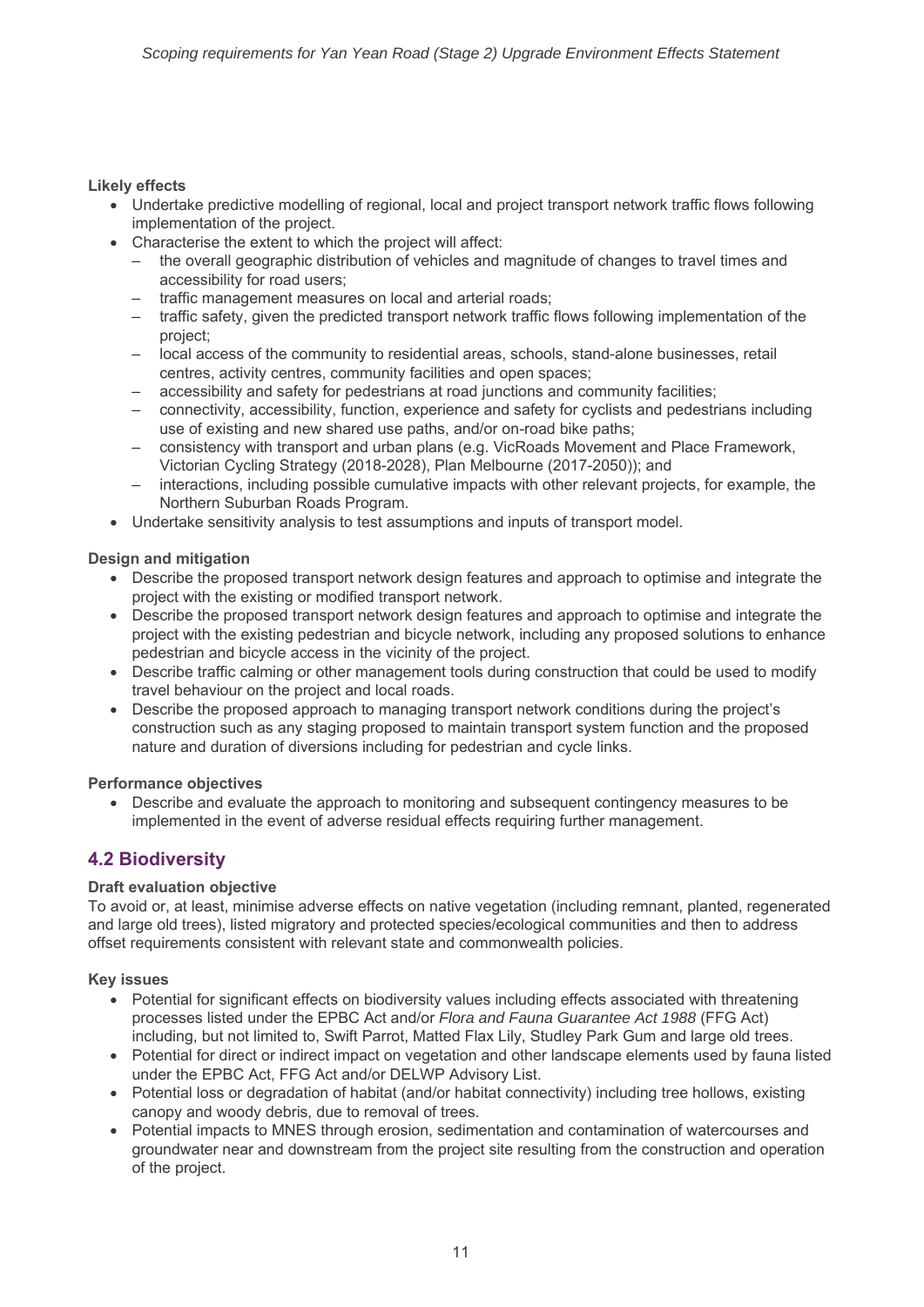**Likely effects**

- Undertake predictive modelling of regional, local and project transport network traffic flows following implementation of the project.
- Characterise the extent to which the project will affect:
  - the overall geographic distribution of vehicles and magnitude of changes to travel times and accessibility for road users;
  - traffic management measures on local and arterial roads;
  - traffic safety, given the predicted transport network traffic flows following implementation of the project;
  - local access of the community to residential areas, schools, stand-alone businesses, retail centres, activity centres, community facilities and open spaces;
  - accessibility and safety for pedestrians at road junctions and community facilities;
  - connectivity, accessibility, function, experience and safety for cyclists and pedestrians including use of existing and new shared use paths, and/or on-road bike paths;
  - consistency with transport and urban plans (e.g. VicRoads Movement and Place Framework, Victorian Cycling Strategy (2018-2028), Plan Melbourne (2017-2050)); and
  - interactions, including possible cumulative impacts with other relevant projects, for example, the Northern Suburban Roads Program.
- Undertake sensitivity analysis to test assumptions and inputs of transport model.

**Design and mitigation**

- Describe the proposed transport network design features and approach to optimise and integrate the project with the existing or modified transport network.
- Describe the proposed transport network design features and approach to optimise and integrate the project with the existing pedestrian and bicycle network, including any proposed solutions to enhance pedestrian and bicycle access in the vicinity of the project.
- Describe traffic calming or other management tools during construction that could be used to modify travel behaviour on the project and local roads.
- Describe the proposed approach to managing transport network conditions during the project's construction such as any staging proposed to maintain transport system function and the proposed nature and duration of diversions including for pedestrian and cycle links.

**Performance objectives**

- Describe and evaluate the approach to monitoring and subsequent contingency measures to be implemented in the event of adverse residual effects requiring further management.

## 4.2 Biodiversity

**Draft evaluation objective**

To avoid or, at least, minimise adverse effects on native vegetation (including remnant, planted, regenerated and large old trees), listed migratory and protected species/ecological communities and then to address offset requirements consistent with relevant state and commonwealth policies.

**Key issues**

- Potential for significant effects on biodiversity values including effects associated with threatening processes listed under the EPBC Act and/or *Flora and Fauna Guarantee Act 1988* (FFG Act) including, but not limited to, Swift Parrot, Matted Flax Lily, Studley Park Gum and large old trees.
- Potential for direct or indirect impact on vegetation and other landscape elements used by fauna listed under the EPBC Act, FFG Act and/or DELWP Advisory List.
- Potential loss or degradation of habitat (and/or habitat connectivity) including tree hollows, existing canopy and woody debris, due to removal of trees.
- Potential impacts to MNES through erosion, sedimentation and contamination of watercourses and groundwater near and downstream from the project site resulting from the construction and operation of the project.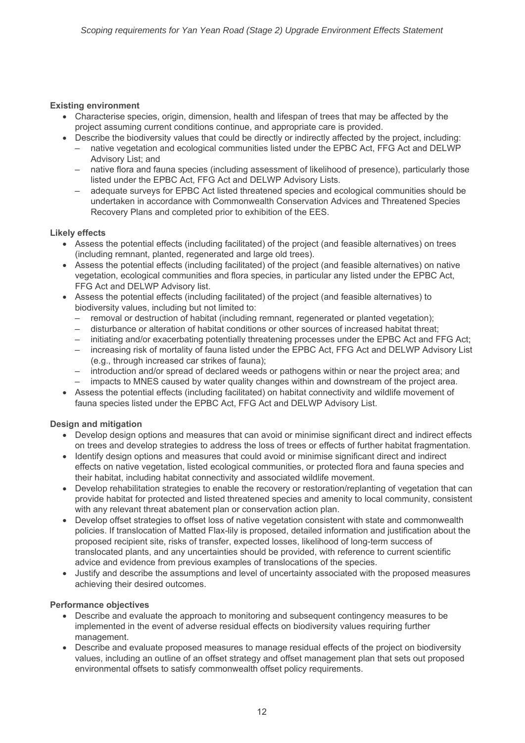**Existing environment**

- Characterise species, origin, dimension, health and lifespan of trees that may be affected by the project assuming current conditions continue, and appropriate care is provided.
- Describe the biodiversity values that could be directly or indirectly affected by the project, including:
  - native vegetation and ecological communities listed under the EPBC Act, FFG Act and DELWP Advisory List; and
  - native flora and fauna species (including assessment of likelihood of presence), particularly those listed under the EPBC Act, FFG Act and DELWP Advisory Lists.
  - adequate surveys for EPBC Act listed threatened species and ecological communities should be undertaken in accordance with Commonwealth Conservation Advices and Threatened Species Recovery Plans and completed prior to exhibition of the EES.

**Likely effects**

- Assess the potential effects (including facilitated) of the project (and feasible alternatives) on trees (including remnant, planted, regenerated and large old trees).
- Assess the potential effects (including facilitated) of the project (and feasible alternatives) on native vegetation, ecological communities and flora species, in particular any listed under the EPBC Act, FFG Act and DELWP Advisory list.
- Assess the potential effects (including facilitated) of the project (and feasible alternatives) to biodiversity values, including but not limited to:
  - removal or destruction of habitat (including remnant, regenerated or planted vegetation);
  - disturbance or alteration of habitat conditions or other sources of increased habitat threat;
  - initiating and/or exacerbating potentially threatening processes under the EPBC Act and FFG Act;
  - increasing risk of mortality of fauna listed under the EPBC Act, FFG Act and DELWP Advisory List (e.g., through increased car strikes of fauna);
  - introduction and/or spread of declared weeds or pathogens within or near the project area; and
  - impacts to MNES caused by water quality changes within and downstream of the project area.
- Assess the potential effects (including facilitated) on habitat connectivity and wildlife movement of fauna species listed under the EPBC Act, FFG Act and DELWP Advisory List.

**Design and mitigation**

- Develop design options and measures that can avoid or minimise significant direct and indirect effects on trees and develop strategies to address the loss of trees or effects of further habitat fragmentation.
- Identify design options and measures that could avoid or minimise significant direct and indirect effects on native vegetation, listed ecological communities, or protected flora and fauna species and their habitat, including habitat connectivity and associated wildlife movement.
- Develop rehabilitation strategies to enable the recovery or restoration/replanting of vegetation that can provide habitat for protected and listed threatened species and amenity to local community, consistent with any relevant threat abatement plan or conservation action plan.
- Develop offset strategies to offset loss of native vegetation consistent with state and commonwealth policies. If translocation of Matted Flax-lily is proposed, detailed information and justification about the proposed recipient site, risks of transfer, expected losses, likelihood of long-term success of translocated plants, and any uncertainties should be provided, with reference to current scientific advice and evidence from previous examples of translocations of the species.
- Justify and describe the assumptions and level of uncertainty associated with the proposed measures achieving their desired outcomes.

**Performance objectives**

- Describe and evaluate the approach to monitoring and subsequent contingency measures to be implemented in the event of adverse residual effects on biodiversity values requiring further management.
- Describe and evaluate proposed measures to manage residual effects of the project on biodiversity values, including an outline of an offset strategy and offset management plan that sets out proposed environmental offsets to satisfy commonwealth offset policy requirements.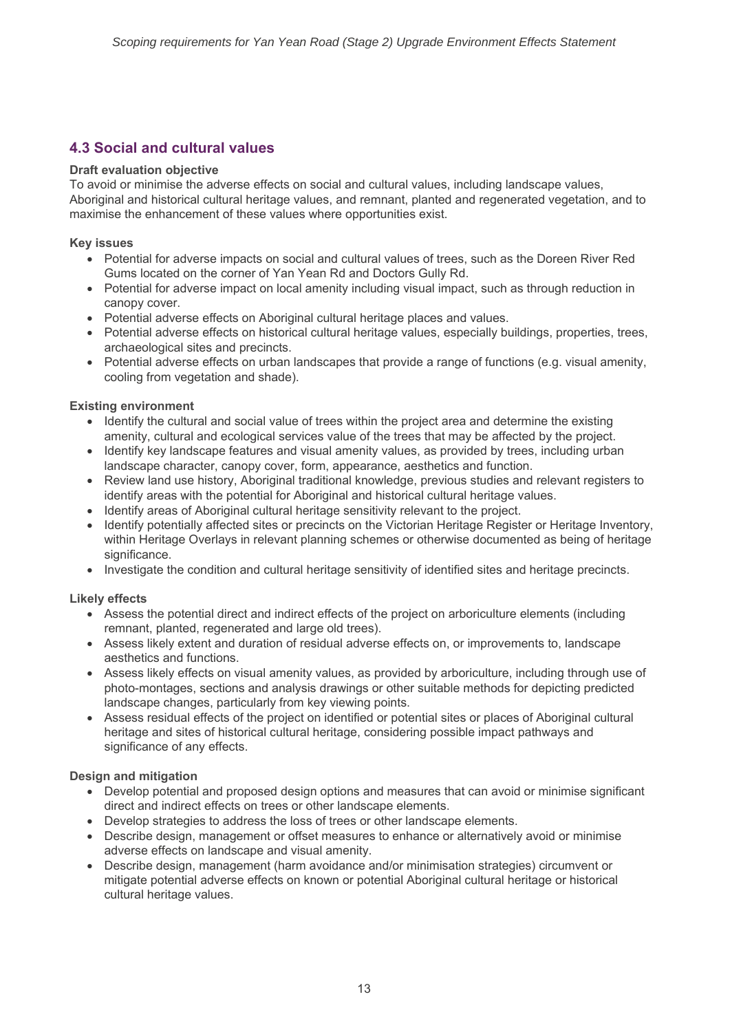## 4.3 Social and cultural values

**Draft evaluation objective**

To avoid or minimise the adverse effects on social and cultural values, including landscape values, Aboriginal and historical cultural heritage values, and remnant, planted and regenerated vegetation, and to maximise the enhancement of these values where opportunities exist.

**Key issues**

- Potential for adverse impacts on social and cultural values of trees, such as the Doreen River Red Gums located on the corner of Yan Yean Rd and Doctors Gully Rd.
- Potential for adverse impact on local amenity including visual impact, such as through reduction in canopy cover.
- Potential adverse effects on Aboriginal cultural heritage places and values.
- Potential adverse effects on historical cultural heritage values, especially buildings, properties, trees, archaeological sites and precincts.
- Potential adverse effects on urban landscapes that provide a range of functions (e.g. visual amenity, cooling from vegetation and shade).

**Existing environment**

- Identify the cultural and social value of trees within the project area and determine the existing amenity, cultural and ecological services value of the trees that may be affected by the project.
- Identify key landscape features and visual amenity values, as provided by trees, including urban landscape character, canopy cover, form, appearance, aesthetics and function.
- Review land use history, Aboriginal traditional knowledge, previous studies and relevant registers to identify areas with the potential for Aboriginal and historical cultural heritage values.
- Identify areas of Aboriginal cultural heritage sensitivity relevant to the project.
- Identify potentially affected sites or precincts on the Victorian Heritage Register or Heritage Inventory, within Heritage Overlays in relevant planning schemes or otherwise documented as being of heritage significance.
- Investigate the condition and cultural heritage sensitivity of identified sites and heritage precincts.

**Likely effects**

- Assess the potential direct and indirect effects of the project on arboriculture elements (including remnant, planted, regenerated and large old trees).
- Assess likely extent and duration of residual adverse effects on, or improvements to, landscape aesthetics and functions.
- Assess likely effects on visual amenity values, as provided by arboriculture, including through use of photo-montages, sections and analysis drawings or other suitable methods for depicting predicted landscape changes, particularly from key viewing points.
- Assess residual effects of the project on identified or potential sites or places of Aboriginal cultural heritage and sites of historical cultural heritage, considering possible impact pathways and significance of any effects.

**Design and mitigation**

- Develop potential and proposed design options and measures that can avoid or minimise significant direct and indirect effects on trees or other landscape elements.
- Develop strategies to address the loss of trees or other landscape elements.
- Describe design, management or offset measures to enhance or alternatively avoid or minimise adverse effects on landscape and visual amenity.
- Describe design, management (harm avoidance and/or minimisation strategies) circumvent or mitigate potential adverse effects on known or potential Aboriginal cultural heritage or historical cultural heritage values.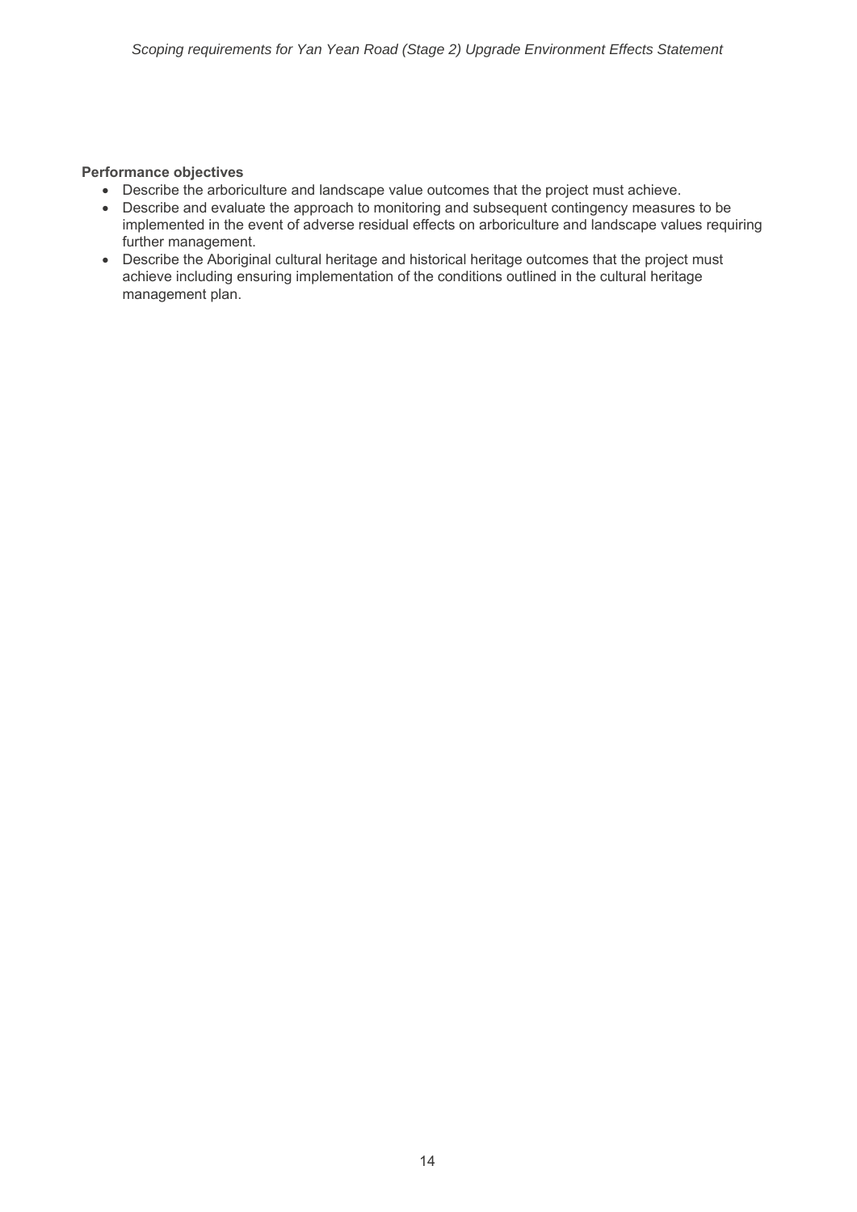**Performance objectives**

- Describe the arboriculture and landscape value outcomes that the project must achieve.
- Describe and evaluate the approach to monitoring and subsequent contingency measures to be implemented in the event of adverse residual effects on arboriculture and landscape values requiring further management.
- Describe the Aboriginal cultural heritage and historical heritage outcomes that the project must achieve including ensuring implementation of the conditions outlined in the cultural heritage management plan.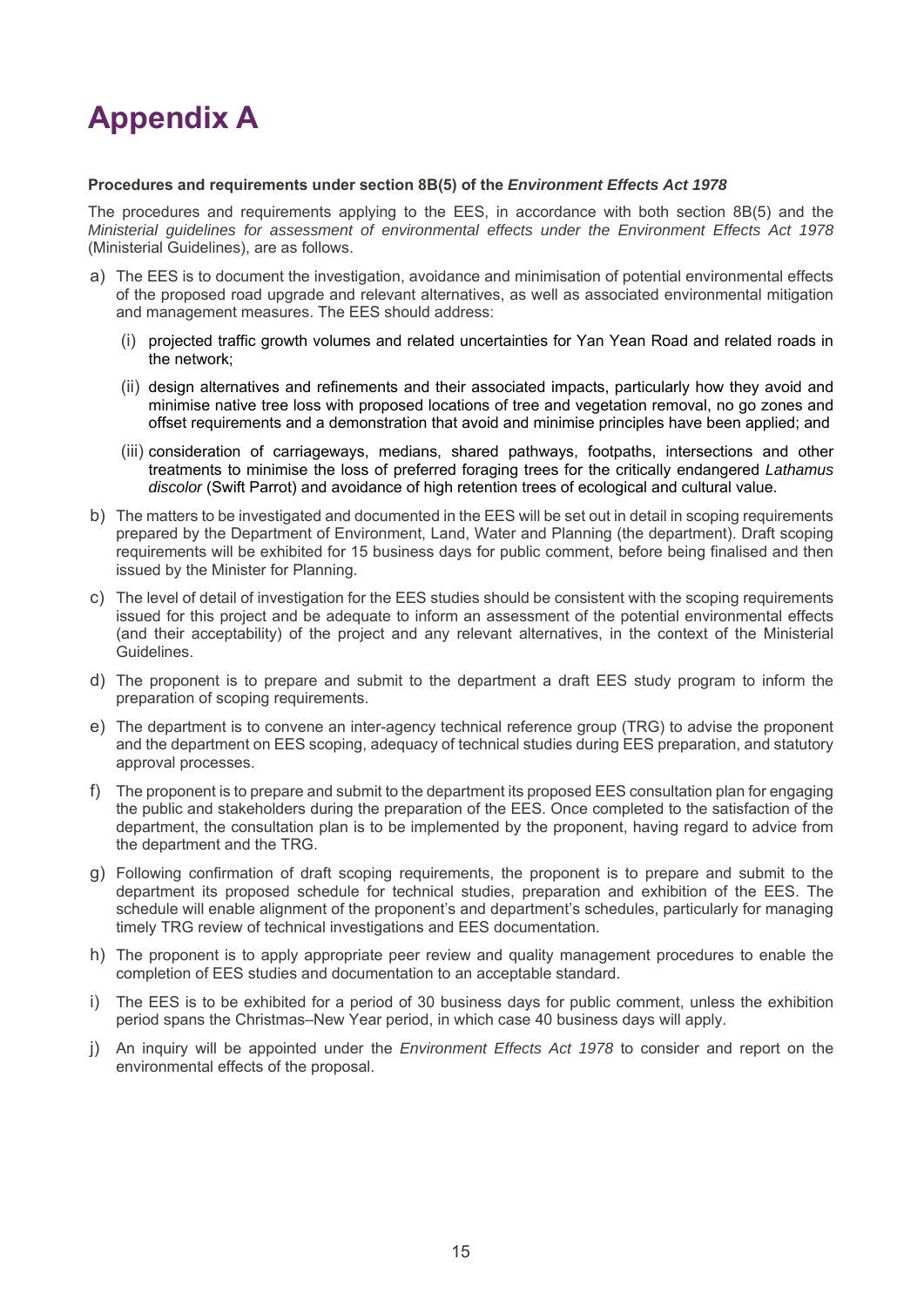# Appendix A

**Procedures and requirements under section 8B(5) of the *Environment Effects Act 1978***

The procedures and requirements applying to the EES, in accordance with both section 8B(5) and the *Ministerial guidelines for assessment of environmental effects under the Environment Effects Act 1978* (Ministerial Guidelines), are as follows.

a) The EES is to document the investigation, avoidance and minimisation of potential environmental effects of the proposed road upgrade and relevant alternatives, as well as associated environmental mitigation and management measures. The EES should address:

   (i) projected traffic growth volumes and related uncertainties for Yan Yean Road and related roads in the network;

   (ii) design alternatives and refinements and their associated impacts, particularly how they avoid and minimise native tree loss with proposed locations of tree and vegetation removal, no go zones and offset requirements and a demonstration that avoid and minimise principles have been applied; and

   (iii) consideration of carriageways, medians, shared pathways, footpaths, intersections and other treatments to minimise the loss of preferred foraging trees for the critically endangered *Lathamus discolor* (Swift Parrot) and avoidance of high retention trees of ecological and cultural value.

b) The matters to be investigated and documented in the EES will be set out in detail in scoping requirements prepared by the Department of Environment, Land, Water and Planning (the department). Draft scoping requirements will be exhibited for 15 business days for public comment, before being finalised and then issued by the Minister for Planning.

c) The level of detail of investigation for the EES studies should be consistent with the scoping requirements issued for this project and be adequate to inform an assessment of the potential environmental effects (and their acceptability) of the project and any relevant alternatives, in the context of the Ministerial Guidelines.

d) The proponent is to prepare and submit to the department a draft EES study program to inform the preparation of scoping requirements.

e) The department is to convene an inter-agency technical reference group (TRG) to advise the proponent and the department on EES scoping, adequacy of technical studies during EES preparation, and statutory approval processes.

f) The proponent is to prepare and submit to the department its proposed EES consultation plan for engaging the public and stakeholders during the preparation of the EES. Once completed to the satisfaction of the department, the consultation plan is to be implemented by the proponent, having regard to advice from the department and the TRG.

g) Following confirmation of draft scoping requirements, the proponent is to prepare and submit to the department its proposed schedule for technical studies, preparation and exhibition of the EES. The schedule will enable alignment of the proponent's and department's schedules, particularly for managing timely TRG review of technical investigations and EES documentation.

h) The proponent is to apply appropriate peer review and quality management procedures to enable the completion of EES studies and documentation to an acceptable standard.

i) The EES is to be exhibited for a period of 30 business days for public comment, unless the exhibition period spans the Christmas–New Year period, in which case 40 business days will apply.

j) An inquiry will be appointed under the *Environment Effects Act 1978* to consider and report on the environmental effects of the proposal.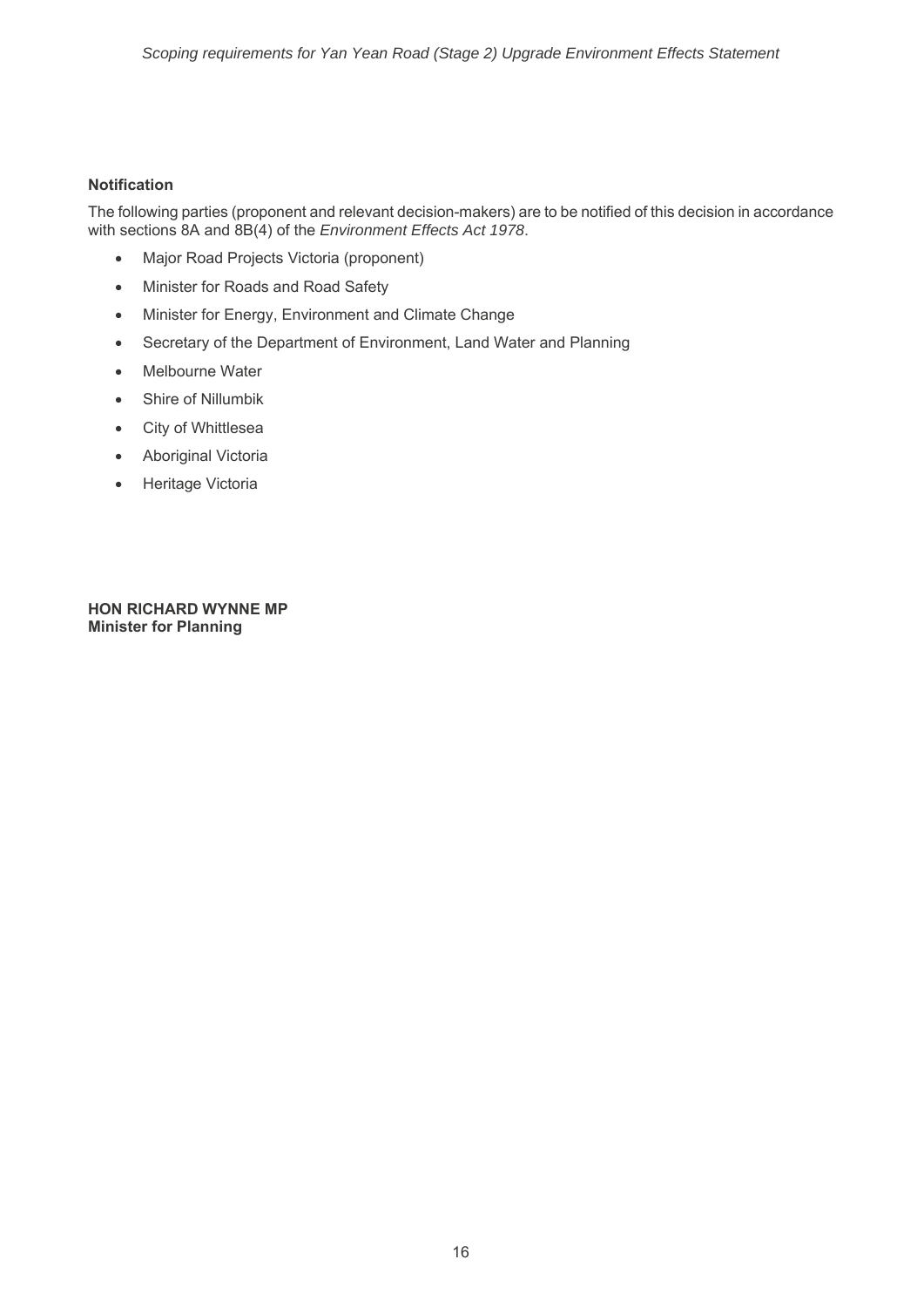### Notification

The following parties (proponent and relevant decision-makers) are to be notified of this decision in accordance with sections 8A and 8B(4) of the *Environment Effects Act 1978*.

- Major Road Projects Victoria (proponent)
- Minister for Roads and Road Safety
- Minister for Energy, Environment and Climate Change
- Secretary of the Department of Environment, Land Water and Planning
- Melbourne Water
- Shire of Nillumbik
- City of Whittlesea
- Aboriginal Victoria
- Heritage Victoria

**HON RICHARD WYNNE MP**
**Minister for Planning**